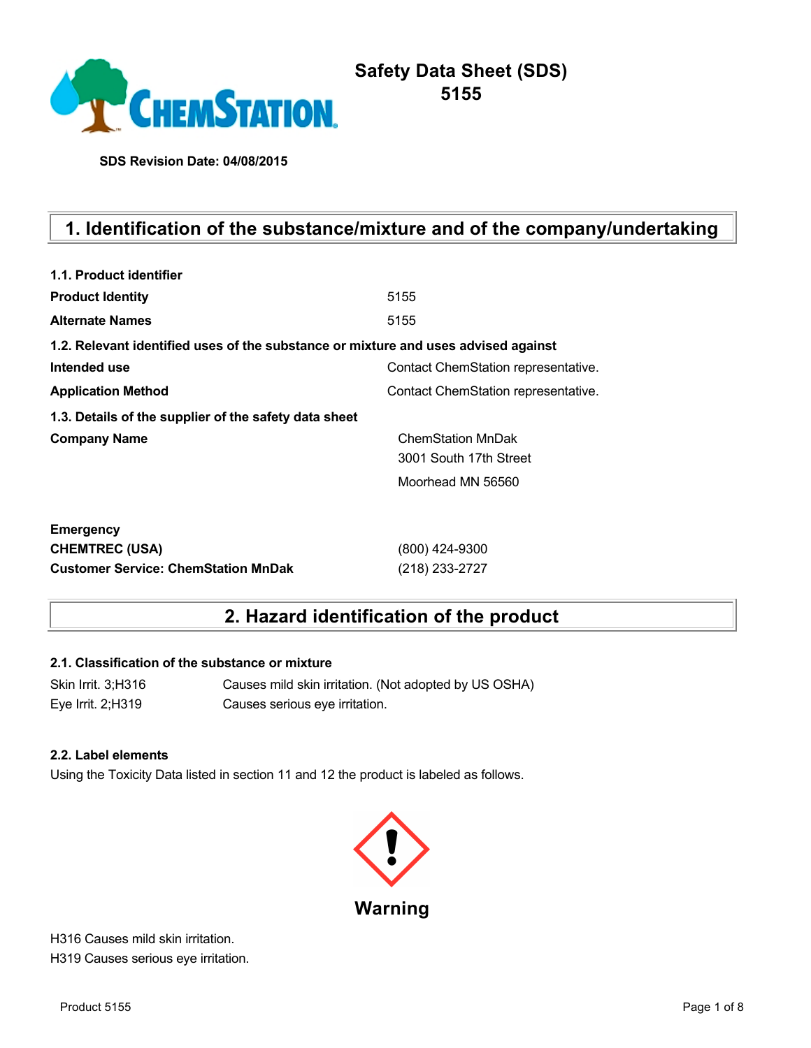# Safety Data Sheet (SDS)
# 5155

**SDS Revision Date: 04/08/2015**

## 1. Identification of the substance/mixture and of the company/undertaking

**1.1. Product identifier**

| | |
|---|---|
| **Product Identity** | 5155 |
| **Alternate Names** | 5155 |

**1.2. Relevant identified uses of the substance or mixture and uses advised against**

| | |
|---|---|
| **Intended use** | Contact ChemStation representative. |
| **Application Method** | Contact ChemStation representative. |

**1.3. Details of the supplier of the safety data sheet**

| | |
|---|---|
| **Company Name** | ChemStation MnDak<br>3001 South 17th Street<br>Moorhead MN 56560 |

| | |
|---|---|
| **Emergency** | |
| **CHEMTREC (USA)** | (800) 424-9300 |
| **Customer Service: ChemStation MnDak** | (218) 233-2727 |

## 2. Hazard identification of the product

**2.1. Classification of the substance or mixture**

| | |
|---|---|
| Skin Irrit. 3;H316 | Causes mild skin irritation. (Not adopted by US OSHA) |
| Eye Irrit. 2;H319 | Causes serious eye irritation. |

**2.2. Label elements**

Using the Toxicity Data listed in section 11 and 12 the product is labeled as follows.

**Warning**

H316 Causes mild skin irritation.
H319 Causes serious eye irritation.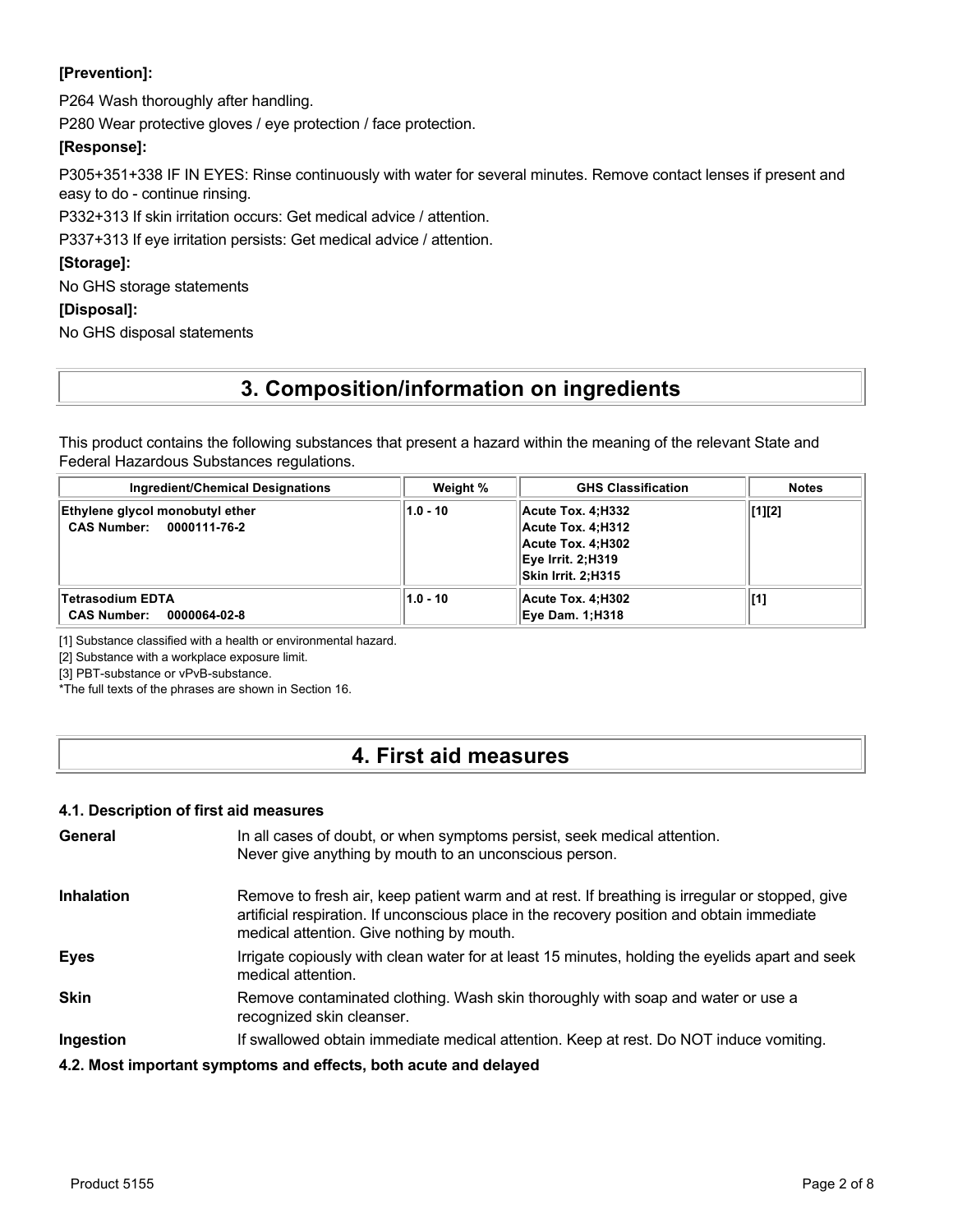**[Prevention]:**

P264 Wash thoroughly after handling.

P280 Wear protective gloves / eye protection / face protection.

**[Response]:**

P305+351+338 IF IN EYES: Rinse continuously with water for several minutes. Remove contact lenses if present and easy to do - continue rinsing.

P332+313 If skin irritation occurs: Get medical advice / attention.

P337+313 If eye irritation persists: Get medical advice / attention.

**[Storage]:**

No GHS storage statements

**[Disposal]:**

No GHS disposal statements

# 3. Composition/information on ingredients

This product contains the following substances that present a hazard within the meaning of the relevant State and Federal Hazardous Substances regulations.

| Ingredient/Chemical Designations | Weight % | GHS Classification | Notes |
|---|---|---|---|
| **Ethylene glycol monobutyl ether**<br>**CAS Number: 0000111-76-2** | **1.0 - 10** | **Acute Tox. 4;H332**<br>**Acute Tox. 4;H312**<br>**Acute Tox. 4;H302**<br>**Eye Irrit. 2;H319**<br>**Skin Irrit. 2;H315** | **[1][2]** |
| **Tetrasodium EDTA**<br>**CAS Number: 0000064-02-8** | **1.0 - 10** | **Acute Tox. 4;H302**<br>**Eye Dam. 1;H318** | **[1]** |

[1] Substance classified with a health or environmental hazard.

[2] Substance with a workplace exposure limit.

[3] PBT-substance or vPvB-substance.

*The full texts of the phrases are shown in Section 16.

# 4. First aid measures

### 4.1. Description of first aid measures

**General** In all cases of doubt, or when symptoms persist, seek medical attention. Never give anything by mouth to an unconscious person.

**Inhalation** Remove to fresh air, keep patient warm and at rest. If breathing is irregular or stopped, give artificial respiration. If unconscious place in the recovery position and obtain immediate medical attention. Give nothing by mouth.

**Eyes** Irrigate copiously with clean water for at least 15 minutes, holding the eyelids apart and seek medical attention.

**Skin** Remove contaminated clothing. Wash skin thoroughly with soap and water or use a recognized skin cleanser.

**Ingestion** If swallowed obtain immediate medical attention. Keep at rest. Do NOT induce vomiting.

### 4.2. Most important symptoms and effects, both acute and delayed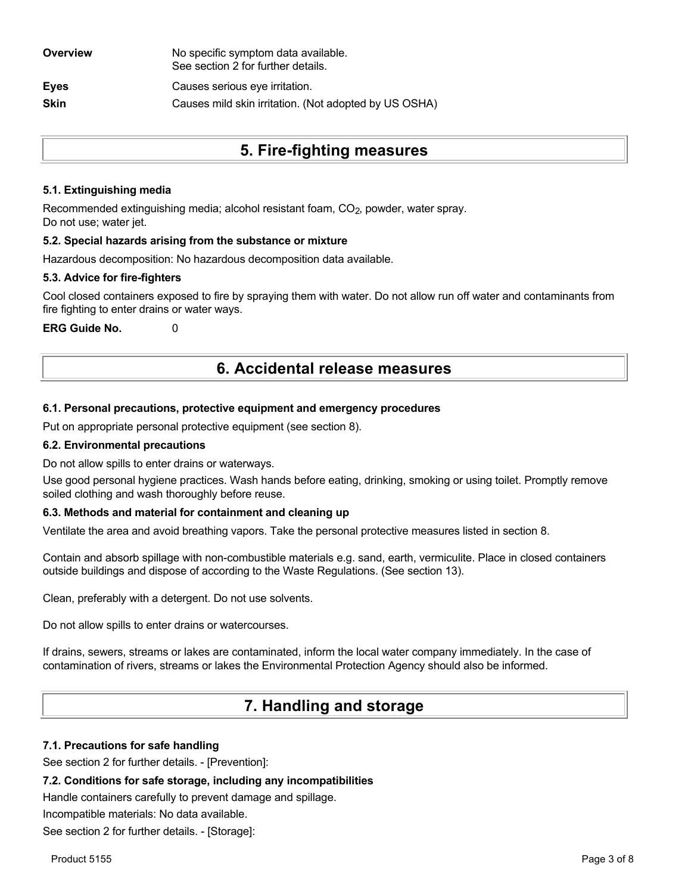| | |
|---|---|
| **Overview** | No specific symptom data available.<br>See section 2 for further details. |
| **Eyes** | Causes serious eye irritation. |
| **Skin** | Causes mild skin irritation. (Not adopted by US OSHA) |

# 5. Fire-fighting measures

### 5.1. Extinguishing media

Recommended extinguishing media; alcohol resistant foam, $CO_2$, powder, water spray.
Do not use; water jet.

### 5.2. Special hazards arising from the substance or mixture

Hazardous decomposition: No hazardous decomposition data available.

### 5.3. Advice for fire-fighters

Cool closed containers exposed to fire by spraying them with water. Do not allow run off water and contaminants from fire fighting to enter drains or water ways.

**ERG Guide No.** 0

# 6. Accidental release measures

### 6.1. Personal precautions, protective equipment and emergency procedures

Put on appropriate personal protective equipment (see section 8).

### 6.2. Environmental precautions

Do not allow spills to enter drains or waterways.

Use good personal hygiene practices. Wash hands before eating, drinking, smoking or using toilet. Promptly remove soiled clothing and wash thoroughly before reuse.

### 6.3. Methods and material for containment and cleaning up

Ventilate the area and avoid breathing vapors. Take the personal protective measures listed in section 8.

Contain and absorb spillage with non-combustible materials e.g. sand, earth, vermiculite. Place in closed containers outside buildings and dispose of according to the Waste Regulations. (See section 13).

Clean, preferably with a detergent. Do not use solvents.

Do not allow spills to enter drains or watercourses.

If drains, sewers, streams or lakes are contaminated, inform the local water company immediately. In the case of contamination of rivers, streams or lakes the Environmental Protection Agency should also be informed.

# 7. Handling and storage

### 7.1. Precautions for safe handling

See section 2 for further details. - [Prevention]:

### 7.2. Conditions for safe storage, including any incompatibilities

Handle containers carefully to prevent damage and spillage.

Incompatible materials: No data available.

See section 2 for further details. - [Storage]: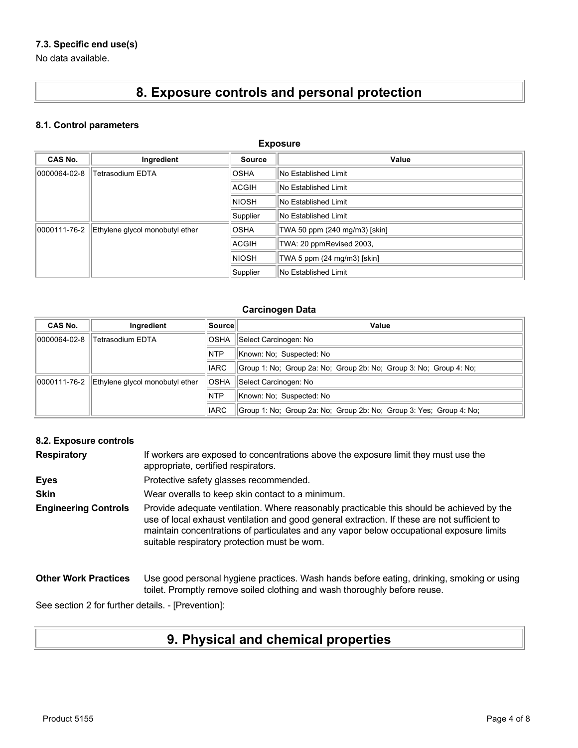### 7.3. Specific end use(s)

No data available.

# 8. Exposure controls and personal protection

### 8.1. Control parameters

**Exposure**

| CAS No. | Ingredient | Source | Value |
|---|---|---|---|
| 0000064-02-8 | Tetrasodium EDTA | OSHA | No Established Limit |
| | | ACGIH | No Established Limit |
| | | NIOSH | No Established Limit |
| | | Supplier | No Established Limit |
| 0000111-76-2 | Ethylene glycol monobutyl ether | OSHA | TWA 50 ppm (240 mg/m3) [skin] |
| | | ACGIH | TWA: 20 ppmRevised 2003, |
| | | NIOSH | TWA 5 ppm (24 mg/m3) [skin] |
| | | Supplier | No Established Limit |

**Carcinogen Data**

| CAS No. | Ingredient | Source | Value |
|---|---|---|---|
| 0000064-02-8 | Tetrasodium EDTA | OSHA | Select Carcinogen: No |
| | | NTP | Known: No; Suspected: No |
| | | IARC | Group 1: No; Group 2a: No; Group 2b: No; Group 3: No; Group 4: No; |
| 0000111-76-2 | Ethylene glycol monobutyl ether | OSHA | Select Carcinogen: No |
| | | NTP | Known: No; Suspected: No |
| | | IARC | Group 1: No; Group 2a: No; Group 2b: No; Group 3: Yes; Group 4: No; |

### 8.2. Exposure controls

**Respiratory** If workers are exposed to concentrations above the exposure limit they must use the appropriate, certified respirators.

**Eyes** Protective safety glasses recommended.

**Skin** Wear overalls to keep skin contact to a minimum.

**Engineering Controls** Provide adequate ventilation. Where reasonably practicable this should be achieved by the use of local exhaust ventilation and good general extraction. If these are not sufficient to maintain concentrations of particulates and any vapor below occupational exposure limits suitable respiratory protection must be worn.

**Other Work Practices** Use good personal hygiene practices. Wash hands before eating, drinking, smoking or using toilet. Promptly remove soiled clothing and wash thoroughly before reuse.

See section 2 for further details. - [Prevention]:

# 9. Physical and chemical properties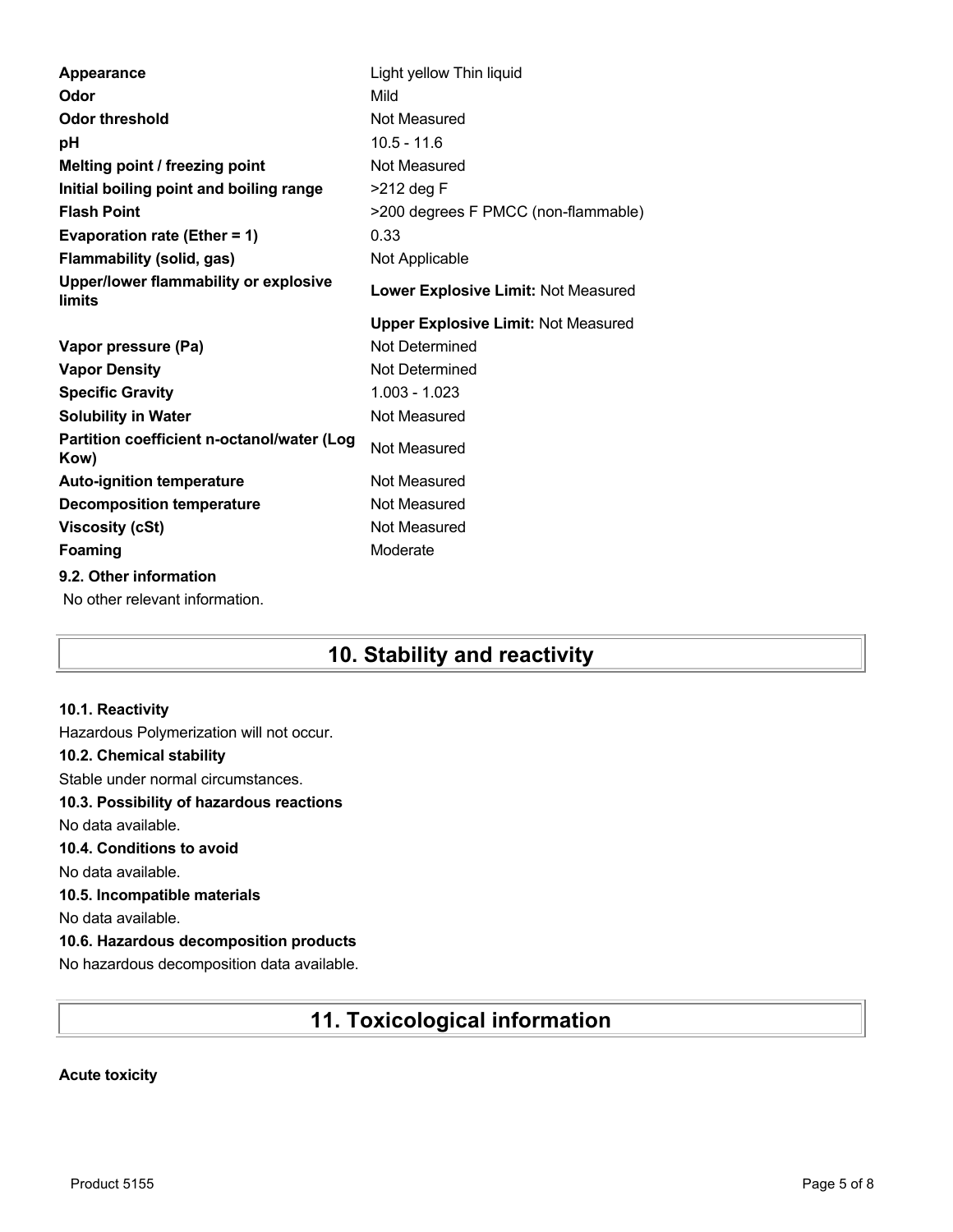| | |
|---|---|
| **Appearance** | Light yellow Thin liquid |
| **Odor** | Mild |
| **Odor threshold** | Not Measured |
| **pH** | 10.5 - 11.6 |
| **Melting point / freezing point** | Not Measured |
| **Initial boiling point and boiling range** | >212 deg F |
| **Flash Point** | >200 degrees F PMCC (non-flammable) |
| **Evaporation rate (Ether = 1)** | 0.33 |
| **Flammability (solid, gas)** | Not Applicable |
| **Upper/lower flammability or explosive limits** | **Lower Explosive Limit:** Not Measured |
| | **Upper Explosive Limit:** Not Measured |
| **Vapor pressure (Pa)** | Not Determined |
| **Vapor Density** | Not Determined |
| **Specific Gravity** | 1.003 - 1.023 |
| **Solubility in Water** | Not Measured |
| **Partition coefficient n-octanol/water (Log Kow)** | Not Measured |
| **Auto-ignition temperature** | Not Measured |
| **Decomposition temperature** | Not Measured |
| **Viscosity (cSt)** | Not Measured |
| **Foaming** | Moderate |

**9.2. Other information**

No other relevant information.

# 10. Stability and reactivity

**10.1. Reactivity**

Hazardous Polymerization will not occur.

**10.2. Chemical stability**

Stable under normal circumstances.

**10.3. Possibility of hazardous reactions**

No data available.

**10.4. Conditions to avoid**

No data available.

**10.5. Incompatible materials**

No data available.

**10.6. Hazardous decomposition products**

No hazardous decomposition data available.

# 11. Toxicological information

**Acute toxicity**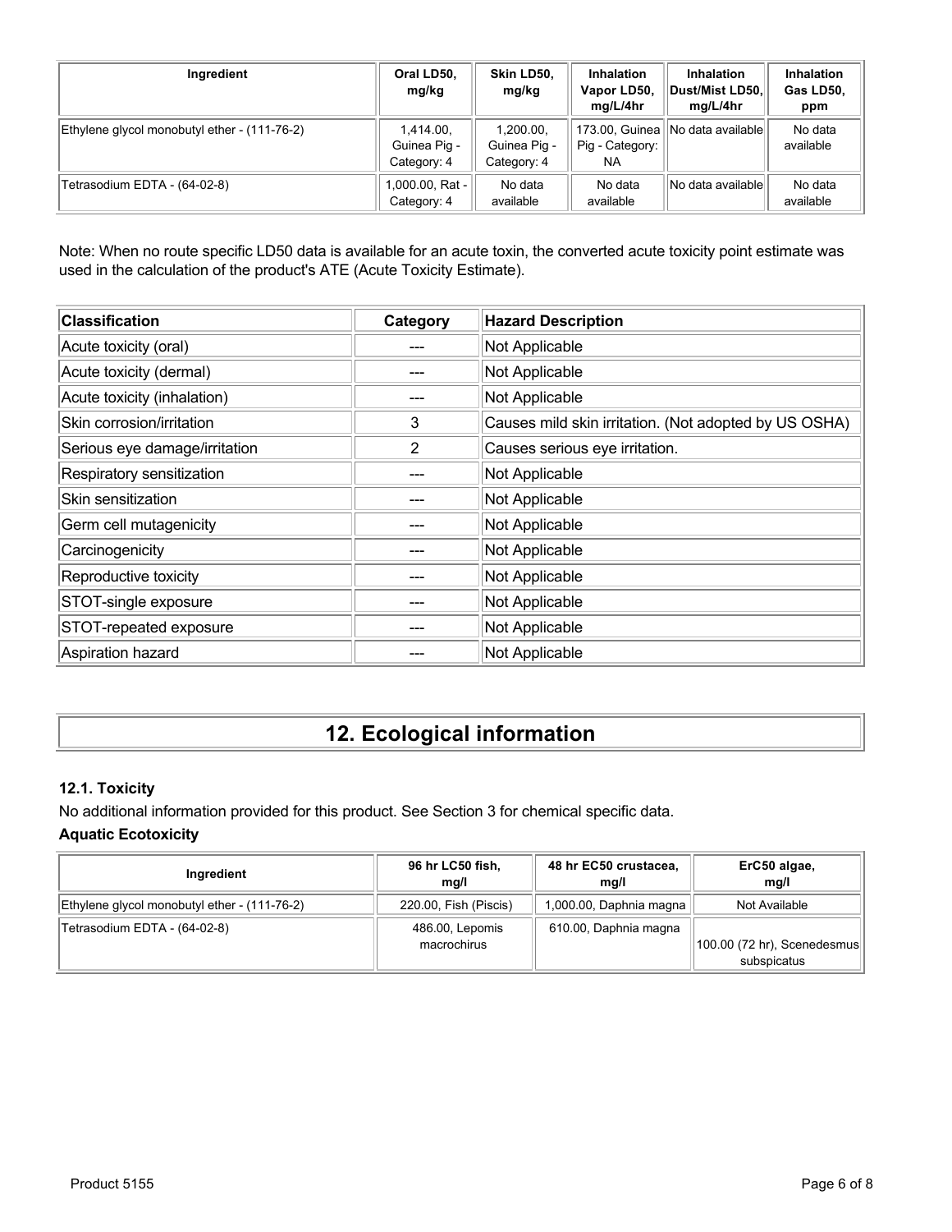| Ingredient | Oral LD50, mg/kg | Skin LD50, mg/kg | Inhalation Vapor LD50, mg/L/4hr | Inhalation Dust/Mist LD50, mg/L/4hr | Inhalation Gas LD50, ppm |
|---|---|---|---|---|---|
| Ethylene glycol monobutyl ether - (111-76-2) | 1,414.00, Guinea Pig - Category: 4 | 1,200.00, Guinea Pig - Category: 4 | 173.00, Guinea Pig - Category: NA | No data available | No data available |
| Tetrasodium EDTA - (64-02-8) | 1,000.00, Rat - Category: 4 | No data available | No data available | No data available | No data available |

Note: When no route specific LD50 data is available for an acute toxin, the converted acute toxicity point estimate was used in the calculation of the product's ATE (Acute Toxicity Estimate).

| Classification | Category | Hazard Description |
|---|---|---|
| Acute toxicity (oral) | --- | Not Applicable |
| Acute toxicity (dermal) | --- | Not Applicable |
| Acute toxicity (inhalation) | --- | Not Applicable |
| Skin corrosion/irritation | 3 | Causes mild skin irritation. (Not adopted by US OSHA) |
| Serious eye damage/irritation | 2 | Causes serious eye irritation. |
| Respiratory sensitization | --- | Not Applicable |
| Skin sensitization | --- | Not Applicable |
| Germ cell mutagenicity | --- | Not Applicable |
| Carcinogenicity | --- | Not Applicable |
| Reproductive toxicity | --- | Not Applicable |
| STOT-single exposure | --- | Not Applicable |
| STOT-repeated exposure | --- | Not Applicable |
| Aspiration hazard | --- | Not Applicable |

# 12. Ecological information

### 12.1. Toxicity

No additional information provided for this product. See Section 3 for chemical specific data.

**Aquatic Ecotoxicity**

| Ingredient | 96 hr LC50 fish, mg/l | 48 hr EC50 crustacea, mg/l | ErC50 algae, mg/l |
|---|---|---|---|
| Ethylene glycol monobutyl ether - (111-76-2) | 220.00, Fish (Piscis) | 1,000.00, Daphnia magna | Not Available |
| Tetrasodium EDTA - (64-02-8) | 486.00, Lepomis macrochirus | 610.00, Daphnia magna | 100.00 (72 hr), Scenedesmus subspicatus |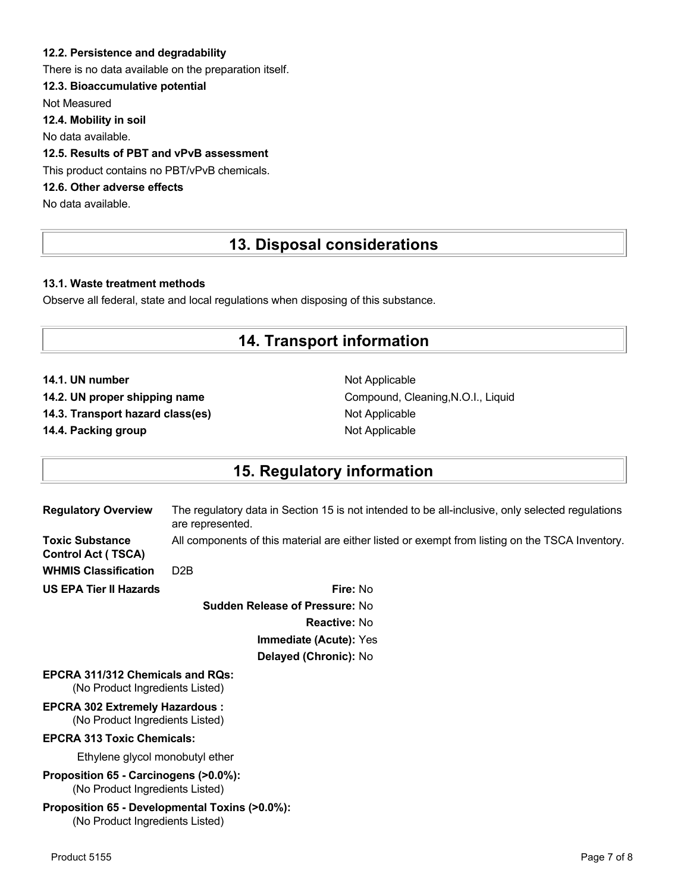**12.2. Persistence and degradability**

There is no data available on the preparation itself.

**12.3. Bioaccumulative potential**

Not Measured

**12.4. Mobility in soil**

No data available.

**12.5. Results of PBT and vPvB assessment**

This product contains no PBT/vPvB chemicals.

**12.6. Other adverse effects**

No data available.

## 13. Disposal considerations

**13.1. Waste treatment methods**

Observe all federal, state and local regulations when disposing of this substance.

## 14. Transport information

| | |
|---|---|
| **14.1. UN number** | Not Applicable |
| **14.2. UN proper shipping name** | Compound, Cleaning,N.O.I., Liquid |
| **14.3. Transport hazard class(es)** | Not Applicable |
| **14.4. Packing group** | Not Applicable |

## 15. Regulatory information

| | |
|---|---|
| **Regulatory Overview** | The regulatory data in Section 15 is not intended to be all-inclusive, only selected regulations are represented. |
| **Toxic Substance Control Act ( TSCA)** | All components of this material are either listed or exempt from listing on the TSCA Inventory. |
| **WHMIS Classification** | D2B |

**US EPA Tier II Hazards**

**Fire:** No

**Sudden Release of Pressure:** No

**Reactive:** No

**Immediate (Acute):** Yes

**Delayed (Chronic):** No

**EPCRA 311/312 Chemicals and RQs:**
(No Product Ingredients Listed)

**EPCRA 302 Extremely Hazardous :**
(No Product Ingredients Listed)

**EPCRA 313 Toxic Chemicals:**

Ethylene glycol monobutyl ether

**Proposition 65 - Carcinogens (>0.0%):**
(No Product Ingredients Listed)

**Proposition 65 - Developmental Toxins (>0.0%):**
(No Product Ingredients Listed)

Product 5155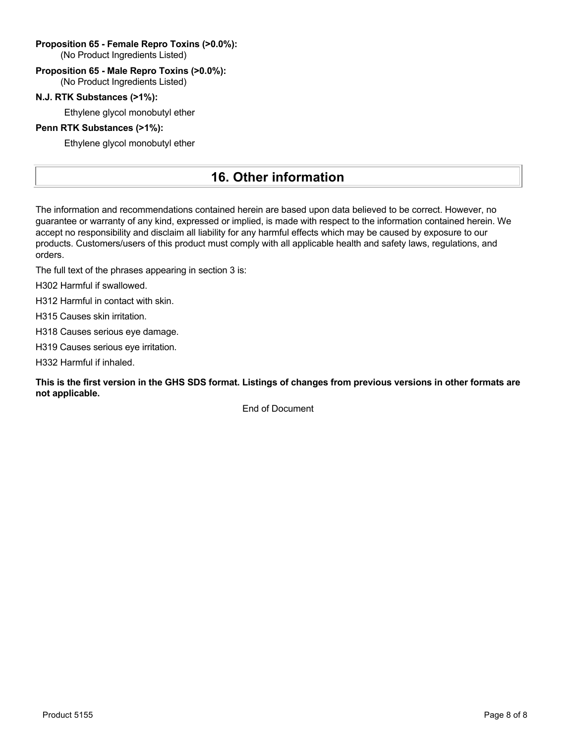**Proposition 65 - Female Repro Toxins (>0.0%):**
(No Product Ingredients Listed)

**Proposition 65 - Male Repro Toxins (>0.0%):**
(No Product Ingredients Listed)

**N.J. RTK Substances (>1%):**

Ethylene glycol monobutyl ether

**Penn RTK Substances (>1%):**

Ethylene glycol monobutyl ether

## 16. Other information

The information and recommendations contained herein are based upon data believed to be correct. However, no guarantee or warranty of any kind, expressed or implied, is made with respect to the information contained herein. We accept no responsibility and disclaim all liability for any harmful effects which may be caused by exposure to our products. Customers/users of this product must comply with all applicable health and safety laws, regulations, and orders.

The full text of the phrases appearing in section 3 is:

H302 Harmful if swallowed.

H312 Harmful in contact with skin.

H315 Causes skin irritation.

H318 Causes serious eye damage.

H319 Causes serious eye irritation.

H332 Harmful if inhaled.

**This is the first version in the GHS SDS format. Listings of changes from previous versions in other formats are not applicable.**

End of Document